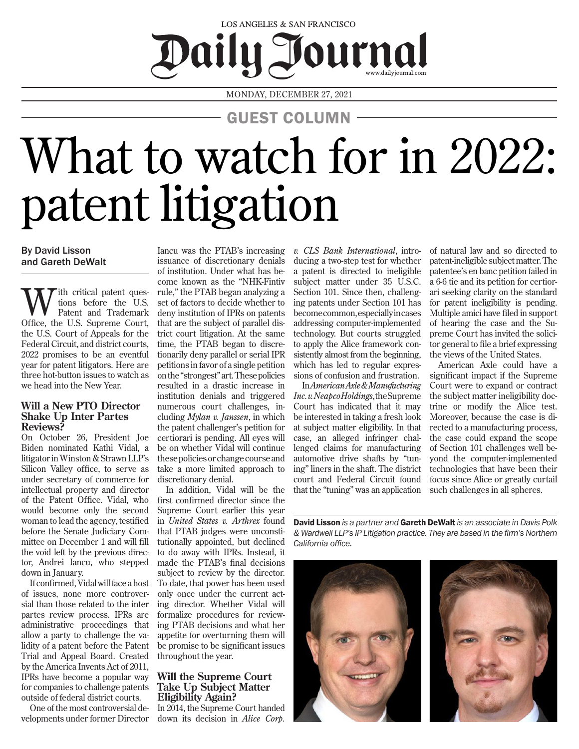LOS ANGELES & SAN FRANCISCO

# Daily Journal

www.dailyjournal.com

MONDAY, DECEMBER 27, 2021

GUEST COLUMN

# What to watch for in 2022: patent litigation

By David Lisson and Gareth DeWalt

With critical patent questions before the U.S. Patent and Trademark Office, the U.S. Supreme Court, the U.S. Court of Appeals for the Federal Circuit, and district courts, 2022 promises to be an eventful year for patent litigators. Here are three hot-button issues to watch as we head into the New Year.

## Will a New PTO Director Shake Up Inter Partes Reviews?

On October 26, President Joe Biden nominated Kathi Vidal, a litigator in Winston & Strawn LLP's Silicon Valley office, to serve as under secretary of commerce for intellectual property and director of the Patent Office. Vidal, who would become only the second woman to lead the agency, testified before the Senate Judiciary Committee on December 1 and will fill the void left by the previous director, Andrei Iancu, who stepped down in January.

If confirmed, Vidal will face a host of issues, none more controversial than those related to the inter partes review process. IPRs are administrative proceedings that allow a party to challenge the validity of a patent before the Patent Trial and Appeal Board. Created by the America Invents Act of 2011, IPRs have become a popular way for companies to challenge patents outside of federal district courts.

One of the most controversial developments under former Director Iancu was the PTAB's increasing issuance of discretionary denials of institution. Under what has become known as the "NHK-Fintiv rule," the PTAB began analyzing a set of factors to decide whether to deny institution of IPRs on patents that are the subject of parallel district court litigation. At the same time, the PTAB began to discretionarily deny parallel or serial IPR petitions in favor of a single petition on the "strongest" art. These policies resulted in a drastic increase in institution denials and triggered numerous court challenges, including *Mylan v. Janssen*, in which the patent challenger's petition for certiorari is pending. All eyes will be on whether Vidal will continue these policies or change course and take a more limited approach to discretionary denial.

In addition, Vidal will be the first confirmed director since the Supreme Court earlier this year in *United States v. Arthrex* found that PTAB judges were unconstitutionally appointed, but declined to do away with IPRs. Instead, it made the PTAB's final decisions subject to review by the director. To date, that power has been used only once under the current acting director. Whether Vidal will formalize procedures for reviewing PTAB decisions and what her appetite for overturning them will be promise to be significant issues throughout the year.

## Will the Supreme Court Take Up Subject Matter Eligibility Again?

In 2014, the Supreme Court handed down its decision in *Alice Corp. v. CLS Bank International*, introducing a two-step test for whether a patent is directed to ineligible subject matter under 35 U.S.C. Section 101. Since then, challenging patents under Section 101 has become common, especially in cases addressing computer-implemented technology. But courts struggled to apply the Alice framework consistently almost from the beginning, which has led to regular expressions of confusion and frustration.

In *American Axle & Manufacturing Inc. v. Neapco Holdings*, the Supreme Court has indicated that it may be interested in taking a fresh look at subject matter eligibility. In that case, an alleged infringer challenged claims for manufacturing automotive drive shafts by "tuning" liners in the shaft. The district court and Federal Circuit found that the "tuning" was an application of natural law and so directed to patent-ineligible subject matter. The patentee's en banc petition failed in a 6-6 tie and its petition for certiorari seeking clarity on the standard for patent ineligibility is pending. Multiple amici have filed in support of hearing the case and the Supreme Court has invited the solicitor general to file a brief expressing the views of the United States.

American Axle could have a significant impact if the Supreme Court were to expand or contract the subject matter ineligibility doctrine or modify the Alice test. Moreover, because the case is directed to a manufacturing process, the case could expand the scope of Section 101 challenges well beyond the computer-implemented technologies that have been their focus since Alice or greatly curtail such challenges in all spheres.

**David Lisson** *is a partner and* **Gareth DeWalt** *is an associate in Davis Polk & Wardwell LLP's IP Litigation practice. They are based in the firm's Northern California office.*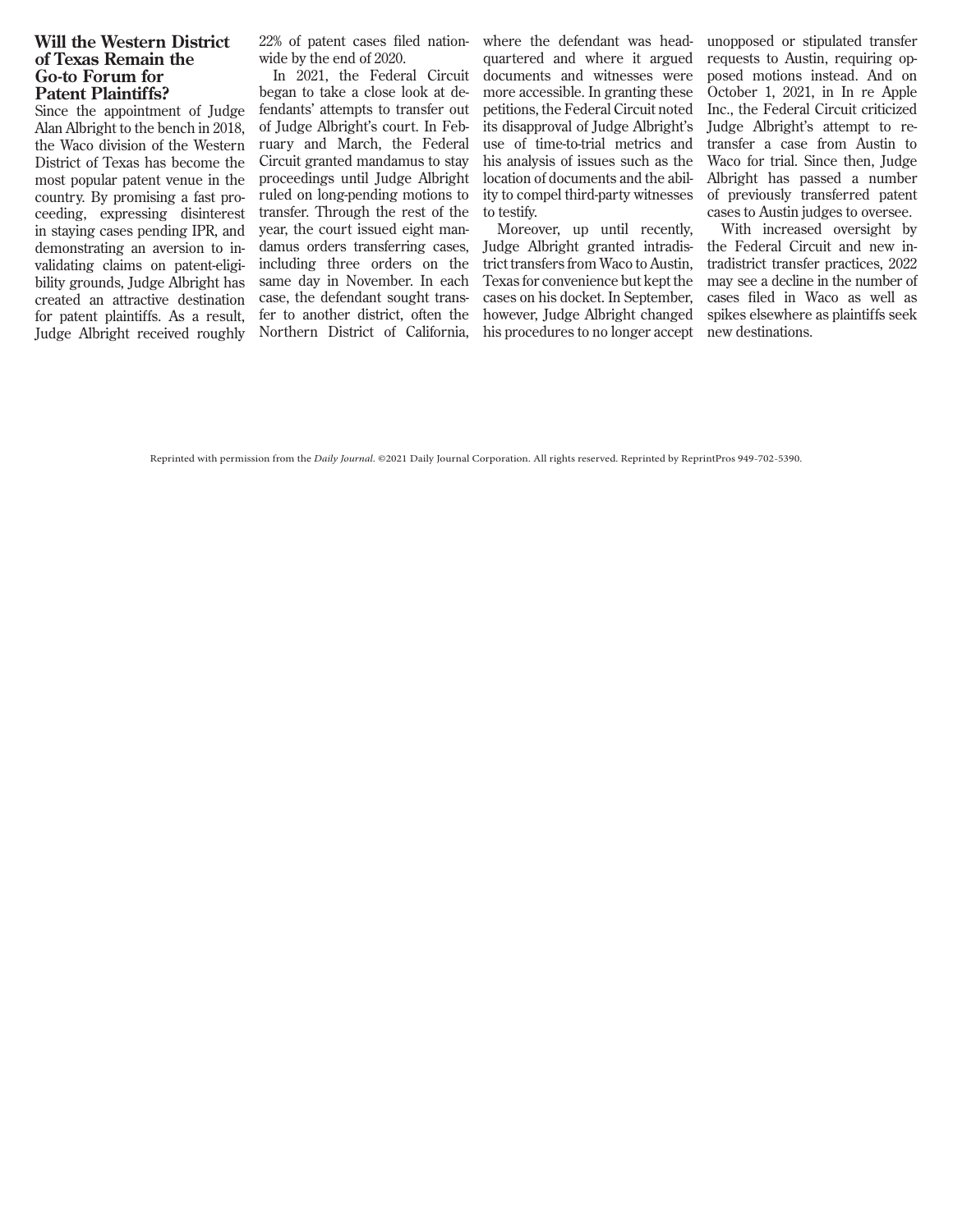## Will the Western District of Texas Remain the Go-to Forum for Patent Plaintiffs?

Since the appointment of Judge Alan Albright to the bench in 2018, the Waco division of the Western District of Texas has become the most popular patent venue in the country. By promising a fast proceeding, expressing disinterest in staying cases pending IPR, and demonstrating an aversion to invalidating claims on patent-eligibility grounds, Judge Albright has created an attractive destination for patent plaintiffs. As a result, Judge Albright received roughly 22% of patent cases filed nationwide by the end of 2020.

In 2021, the Federal Circuit began to take a close look at defendants' attempts to transfer out of Judge Albright's court. In February and March, the Federal Circuit granted mandamus to stay proceedings until Judge Albright ruled on long-pending motions to transfer. Through the rest of the year, the court issued eight mandamus orders transferring cases, including three orders on the same day in November. In each case, the defendant sought transfer to another district, often the Northern District of California, where the defendant was headquartered and where it argued documents and witnesses were more accessible. In granting these petitions, the Federal Circuit noted its disapproval of Judge Albright's use of time-to-trial metrics and his analysis of issues such as the location of documents and the ability to compel third-party witnesses to testify.

Moreover, up until recently, Judge Albright granted intradistrict transfers from Waco to Austin, Texas for convenience but kept the cases on his docket. In September, however, Judge Albright changed his procedures to no longer accept unopposed or stipulated transfer requests to Austin, requiring opposed motions instead. And on October 1, 2021, in In re Apple Inc., the Federal Circuit criticized Judge Albright's attempt to re-transfer a case from Austin to Waco for trial. Since then, Judge Albright has passed a number of previously transferred patent cases to Austin judges to oversee.

With increased oversight by the Federal Circuit and new intradistrict transfer practices, 2022 may see a decline in the number of cases filed in Waco as well as spikes elsewhere as plaintiffs seek new destinations.

Reprinted with permission from the *Daily Journal*. ©2021 Daily Journal Corporation. All rights reserved. Reprinted by ReprintPros 949-702-5390.